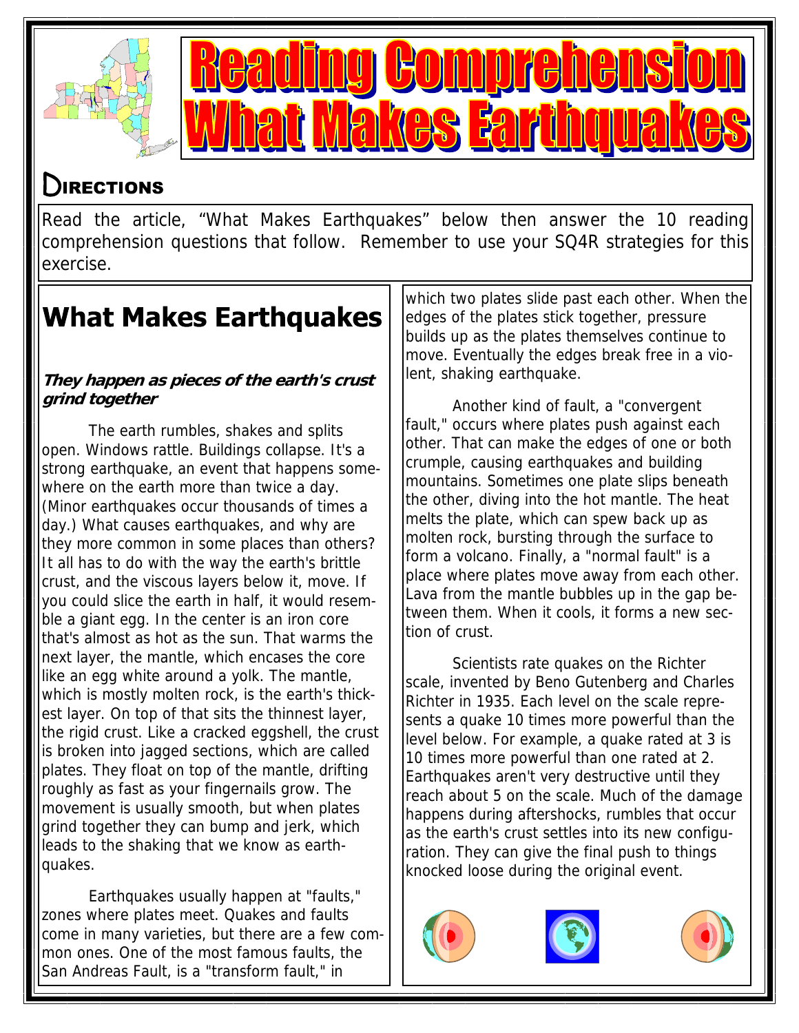# Reading Comprehension
# What Makes Earthquakes

## Directions

Read the article, "What Makes Earthquakes" below then answer the 10 reading comprehension questions that follow. Remember to use your SQ4R strategies for this exercise.

## What Makes Earthquakes

***They happen as pieces of the earth's crust grind together***

The earth rumbles, shakes and splits open. Windows rattle. Buildings collapse. It's a strong earthquake, an event that happens somewhere on the earth more than twice a day. (Minor earthquakes occur thousands of times a day.) What causes earthquakes, and why are they more common in some places than others? It all has to do with the way the earth's brittle crust, and the viscous layers below it, move. If you could slice the earth in half, it would resemble a giant egg. In the center is an iron core that's almost as hot as the sun. That warms the next layer, the mantle, which encases the core like an egg white around a yolk. The mantle, which is mostly molten rock, is the earth's thickest layer. On top of that sits the thinnest layer, the rigid crust. Like a cracked eggshell, the crust is broken into jagged sections, which are called plates. They float on top of the mantle, drifting roughly as fast as your fingernails grow. The movement is usually smooth, but when plates grind together they can bump and jerk, which leads to the shaking that we know as earthquakes.

Earthquakes usually happen at "faults," zones where plates meet. Quakes and faults come in many varieties, but there are a few common ones. One of the most famous faults, the San Andreas Fault, is a "transform fault," in which two plates slide past each other. When the edges of the plates stick together, pressure builds up as the plates themselves continue to move. Eventually the edges break free in a violent, shaking earthquake.

Another kind of fault, a "convergent fault," occurs where plates push against each other. That can make the edges of one or both crumple, causing earthquakes and building mountains. Sometimes one plate slips beneath the other, diving into the hot mantle. The heat melts the plate, which can spew back up as molten rock, bursting through the surface to form a volcano. Finally, a "normal fault" is a place where plates move away from each other. Lava from the mantle bubbles up in the gap between them. When it cools, it forms a new section of crust.

Scientists rate quakes on the Richter scale, invented by Beno Gutenberg and Charles Richter in 1935. Each level on the scale represents a quake 10 times more powerful than the level below. For example, a quake rated at 3 is 10 times more powerful than one rated at 2. Earthquakes aren't very destructive until they reach about 5 on the scale. Much of the damage happens during aftershocks, rumbles that occur as the earth's crust settles into its new configuration. They can give the final push to things knocked loose during the original event.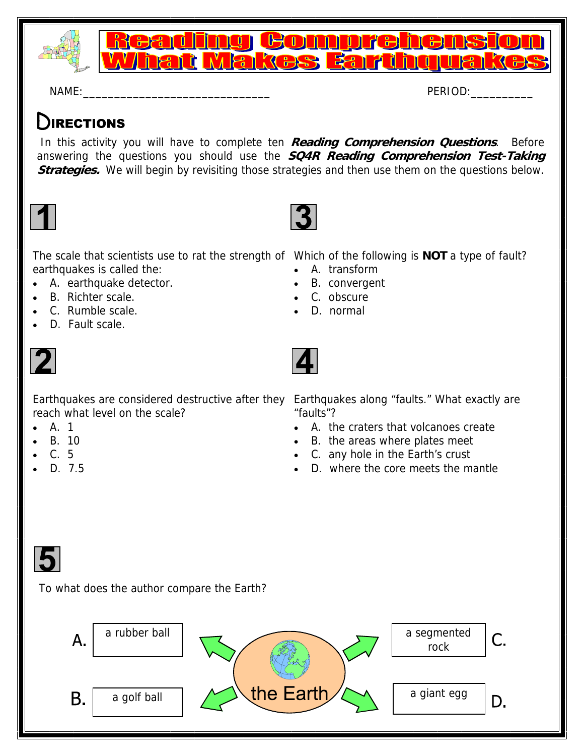# Reading Comprehension What Makes Earthquakes

NAME:______________________________ PERIOD:__________

## DIRECTIONS

In this activity you will have to complete ten ***Reading Comprehension Questions***. Before answering the questions you should use the ***SQ4R Reading Comprehension Test-Taking Strategies.*** We will begin by revisiting those strategies and then use them on the questions below.

### 1

The scale that scientists use to rat the strength of earthquakes is called the:

- A. earthquake detector.
- B. Richter scale.
- C. Rumble scale.
- D. Fault scale.

### 2

Earthquakes are considered destructive after they reach what level on the scale?

- A. 1
- B. 10
- C. 5
- D. 7.5

### 3

Which of the following is **NOT** a type of fault?

- A. transform
- B. convergent
- C. obscure
- D. normal

### 4

Earthquakes along "faults." What exactly are "faults"?

- A. the craters that volcanoes create
- B. the areas where plates meet
- C. any hole in the Earth's crust
- D. where the core meets the mantle

### 5

To what does the author compare the Earth?

the Earth

- A. a rubber ball
- B. a golf ball
- C. a segmented rock
- D. a giant egg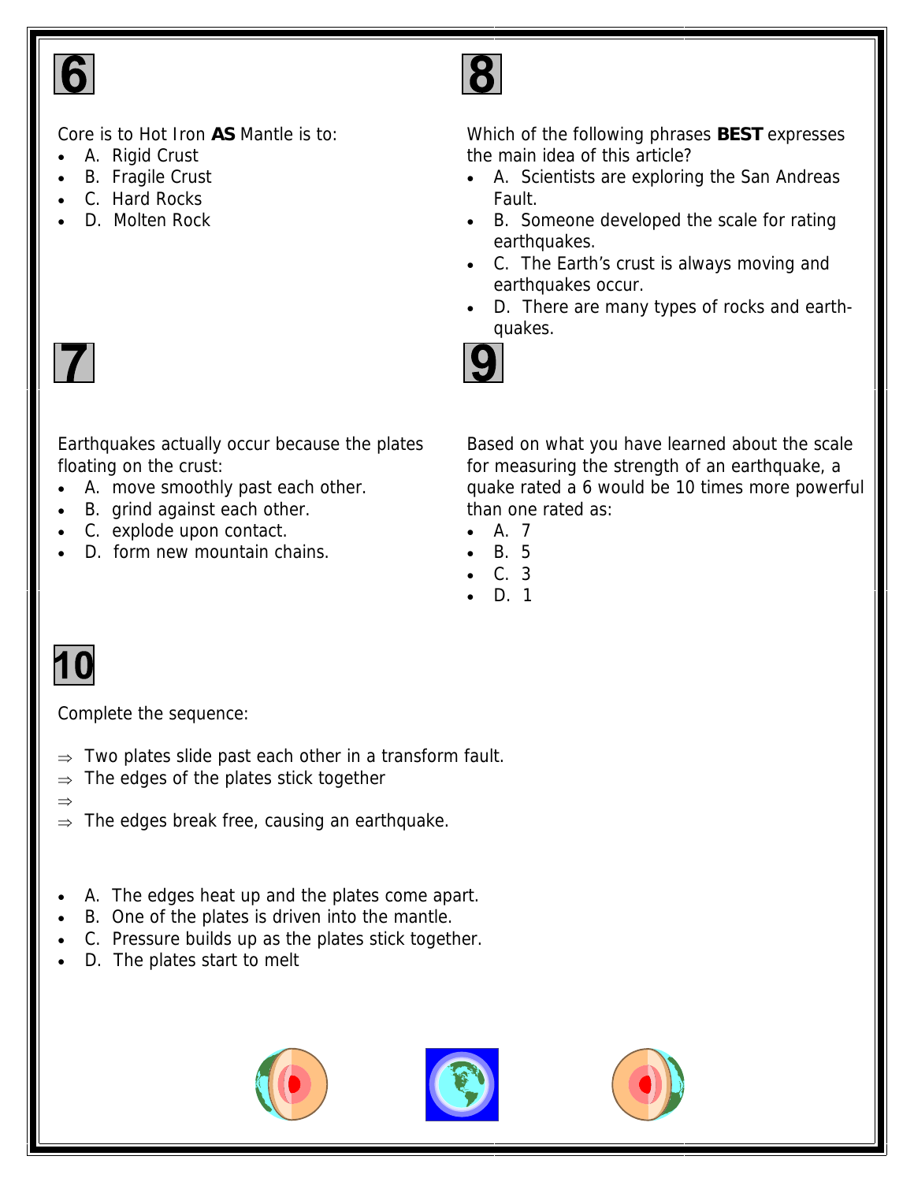## 6

Core is to Hot Iron **AS** Mantle is to:

- A. Rigid Crust
- B. Fragile Crust
- C. Hard Rocks
- D. Molten Rock

## 7

Earthquakes actually occur because the plates floating on the crust:

- A. move smoothly past each other.
- B. grind against each other.
- C. explode upon contact.
- D. form new mountain chains.

## 8

Which of the following phrases **BEST** expresses the main idea of this article?

- A. Scientists are exploring the San Andreas Fault.
- B. Someone developed the scale for rating earthquakes.
- C. The Earth's crust is always moving and earthquakes occur.
- D. There are many types of rocks and earth-quakes.

## 9

Based on what you have learned about the scale for measuring the strength of an earthquake, a quake rated a 6 would be 10 times more powerful than one rated as:

- A. 7
- B. 5
- C. 3
- D. 1

## 10

Complete the sequence:

⇒ Two plates slide past each other in a transform fault.
⇒ The edges of the plates stick together
⇒
⇒ The edges break free, causing an earthquake.

- A. The edges heat up and the plates come apart.
- B. One of the plates is driven into the mantle.
- C. Pressure builds up as the plates stick together.
- D. The plates start to melt